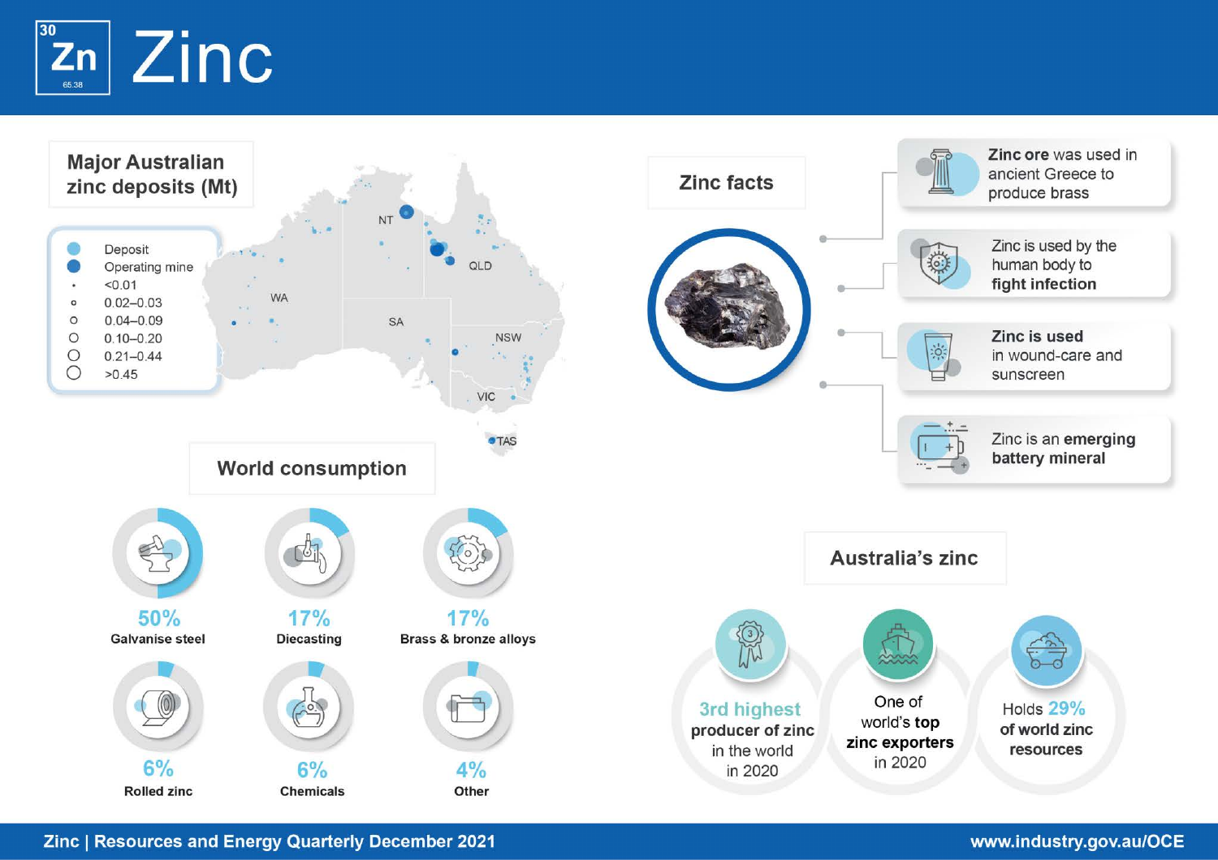# Zinc

30 Zn 65.38

## Major Australian zinc deposits (Mt)

- Deposit
- Operating mine
- <0.01
- 0.02–0.03
- 0.04–0.09
- 0.10–0.20
- 0.21–0.44
- >0.45

NT, QLD, WA, SA, NSW, VIC, TAS

## World consumption

| Use | Share |
| --- | --- |
| Galvanise steel | 50% |
| Diecasting | 17% |
| Brass & bronze alloys | 17% |
| Rolled zinc | 6% |
| Chemicals | 6% |
| Other | 4% |

## Zinc facts

- **Zinc ore** was used in ancient Greece to produce brass
- Zinc is used by the human body to **fight infection**
- **Zinc is used** in wound-care and sunscreen
- Zinc is an **emerging battery mineral**

## Australia's zinc

- **3rd highest producer of zinc** in the world in 2020
- One of world's **top zinc exporters** in 2020
- Holds **29% of world zinc resources**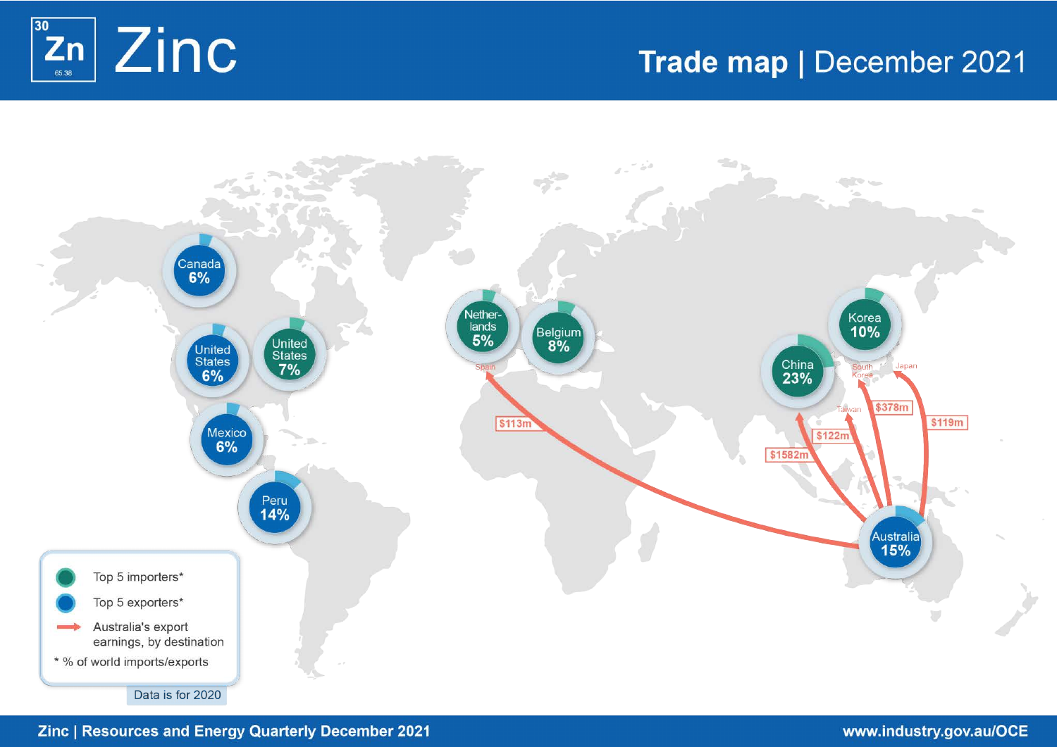# Zinc

## Trade map | December 2021

Canada 6%

United States 6%

United States 7%

Mexico 6%

Peru 14%

Netherlands 5%

Belgium 8%

Korea 10%

China 23%

Australia 15%

Spain

South Korea

Japan

Taiwan

$113m

$378m

$119m

$122m

$1582m

- Top 5 importers*
- Top 5 exporters*
- Australia's export earnings, by destination

\* % of world imports/exports

Data is for 2020

Zinc | Resources and Energy Quarterly December 2021

www.industry.gov.au/OCE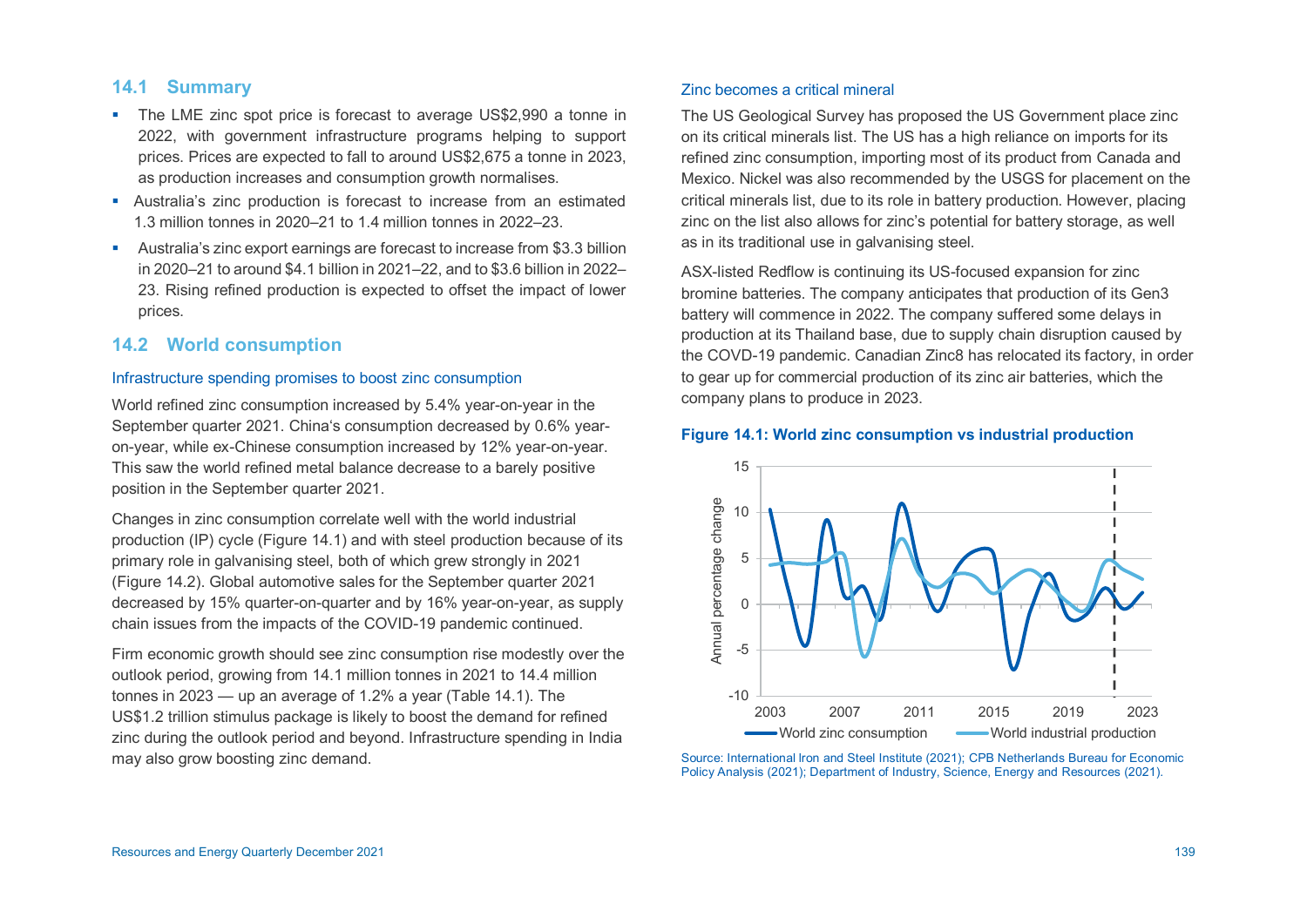## 14.1 Summary

- The LME zinc spot price is forecast to average US$2,990 a tonne in 2022, with government infrastructure programs helping to support prices. Prices are expected to fall to around US$2,675 a tonne in 2023, as production increases and consumption growth normalises.
- Australia's zinc production is forecast to increase from an estimated 1.3 million tonnes in 2020–21 to 1.4 million tonnes in 2022–23.
- Australia's zinc export earnings are forecast to increase from $3.3 billion in 2020–21 to around $4.1 billion in 2021–22, and to $3.6 billion in 2022–23. Rising refined production is expected to offset the impact of lower prices.

## 14.2 World consumption

### Infrastructure spending promises to boost zinc consumption

World refined zinc consumption increased by 5.4% year-on-year in the September quarter 2021. China's consumption decreased by 0.6% year-on-year, while ex-Chinese consumption increased by 12% year-on-year. This saw the world refined metal balance decrease to a barely positive position in the September quarter 2021.

Changes in zinc consumption correlate well with the world industrial production (IP) cycle (Figure 14.1) and with steel production because of its primary role in galvanising steel, both of which grew strongly in 2021 (Figure 14.2). Global automotive sales for the September quarter 2021 decreased by 15% quarter-on-quarter and by 16% year-on-year, as supply chain issues from the impacts of the COVID-19 pandemic continued.

Firm economic growth should see zinc consumption rise modestly over the outlook period, growing from 14.1 million tonnes in 2021 to 14.4 million tonnes in 2023 — up an average of 1.2% a year (Table 14.1). The US$1.2 trillion stimulus package is likely to boost the demand for refined zinc during the outlook period and beyond. Infrastructure spending in India may also grow boosting zinc demand.

### Zinc becomes a critical mineral

The US Geological Survey has proposed the US Government place zinc on its critical minerals list. The US has a high reliance on imports for its refined zinc consumption, importing most of its product from Canada and Mexico. Nickel was also recommended by the USGS for placement on the critical minerals list, due to its role in battery production. However, placing zinc on the list also allows for zinc's potential for battery storage, as well as in its traditional use in galvanising steel.

ASX-listed Redflow is continuing its US-focused expansion for zinc bromine batteries. The company anticipates that production of its Gen3 battery will commence in 2022. The company suffered some delays in production at its Thailand base, due to supply chain disruption caused by the COVID-19 pandemic. Canadian Zinc8 has relocated its factory, in order to gear up for commercial production of its zinc air batteries, which the company plans to produce in 2023.

**Figure 14.1: World zinc consumption vs industrial production**

Source: International Iron and Steel Institute (2021); CPB Netherlands Bureau for Economic Policy Analysis (2021); Department of Industry, Science, Energy and Resources (2021).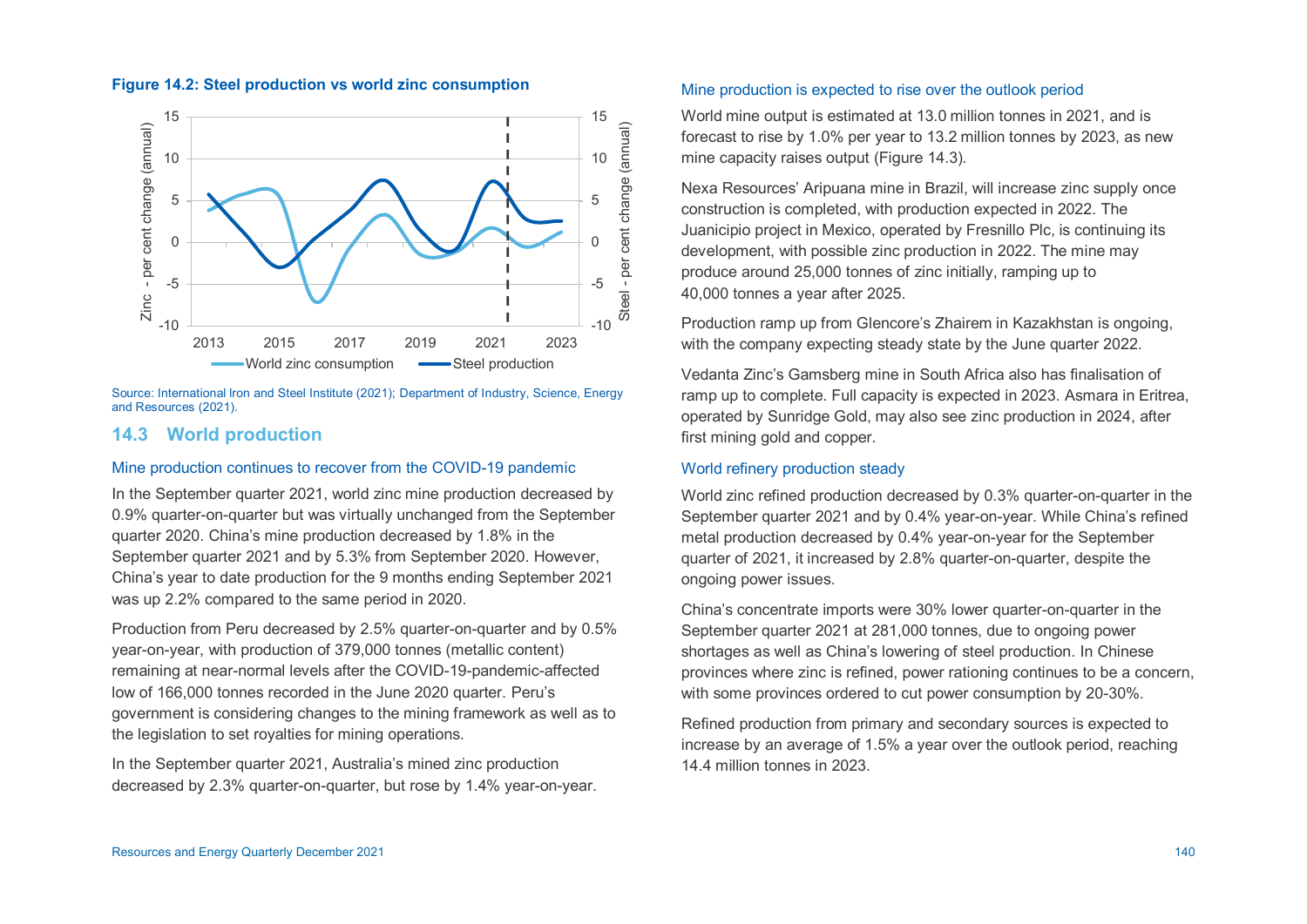**Figure 14.2: Steel production vs world zinc consumption**

Source: International Iron and Steel Institute (2021); Department of Industry, Science, Energy and Resources (2021).

## 14.3 World production

### Mine production continues to recover from the COVID-19 pandemic

In the September quarter 2021, world zinc mine production decreased by 0.9% quarter-on-quarter but was virtually unchanged from the September quarter 2020. China's mine production decreased by 1.8% in the September quarter 2021 and by 5.3% from September 2020. However, China's year to date production for the 9 months ending September 2021 was up 2.2% compared to the same period in 2020.

Production from Peru decreased by 2.5% quarter-on-quarter and by 0.5% year-on-year, with production of 379,000 tonnes (metallic content) remaining at near-normal levels after the COVID-19-pandemic-affected low of 166,000 tonnes recorded in the June 2020 quarter. Peru's government is considering changes to the mining framework as well as to the legislation to set royalties for mining operations.

In the September quarter 2021, Australia's mined zinc production decreased by 2.3% quarter-on-quarter, but rose by 1.4% year-on-year.

### Mine production is expected to rise over the outlook period

World mine output is estimated at 13.0 million tonnes in 2021, and is forecast to rise by 1.0% per year to 13.2 million tonnes by 2023, as new mine capacity raises output (Figure 14.3).

Nexa Resources' Aripuana mine in Brazil, will increase zinc supply once construction is completed, with production expected in 2022. The Juanicipio project in Mexico, operated by Fresnillo Plc, is continuing its development, with possible zinc production in 2022. The mine may produce around 25,000 tonnes of zinc initially, ramping up to 40,000 tonnes a year after 2025.

Production ramp up from Glencore's Zhairem in Kazakhstan is ongoing, with the company expecting steady state by the June quarter 2022.

Vedanta Zinc's Gamsberg mine in South Africa also has finalisation of ramp up to complete. Full capacity is expected in 2023. Asmara in Eritrea, operated by Sunridge Gold, may also see zinc production in 2024, after first mining gold and copper.

### World refinery production steady

World zinc refined production decreased by 0.3% quarter-on-quarter in the September quarter 2021 and by 0.4% year-on-year. While China's refined metal production decreased by 0.4% year-on-year for the September quarter of 2021, it increased by 2.8% quarter-on-quarter, despite the ongoing power issues.

China's concentrate imports were 30% lower quarter-on-quarter in the September quarter 2021 at 281,000 tonnes, due to ongoing power shortages as well as China's lowering of steel production. In Chinese provinces where zinc is refined, power rationing continues to be a concern, with some provinces ordered to cut power consumption by 20-30%.

Refined production from primary and secondary sources is expected to increase by an average of 1.5% a year over the outlook period, reaching 14.4 million tonnes in 2023.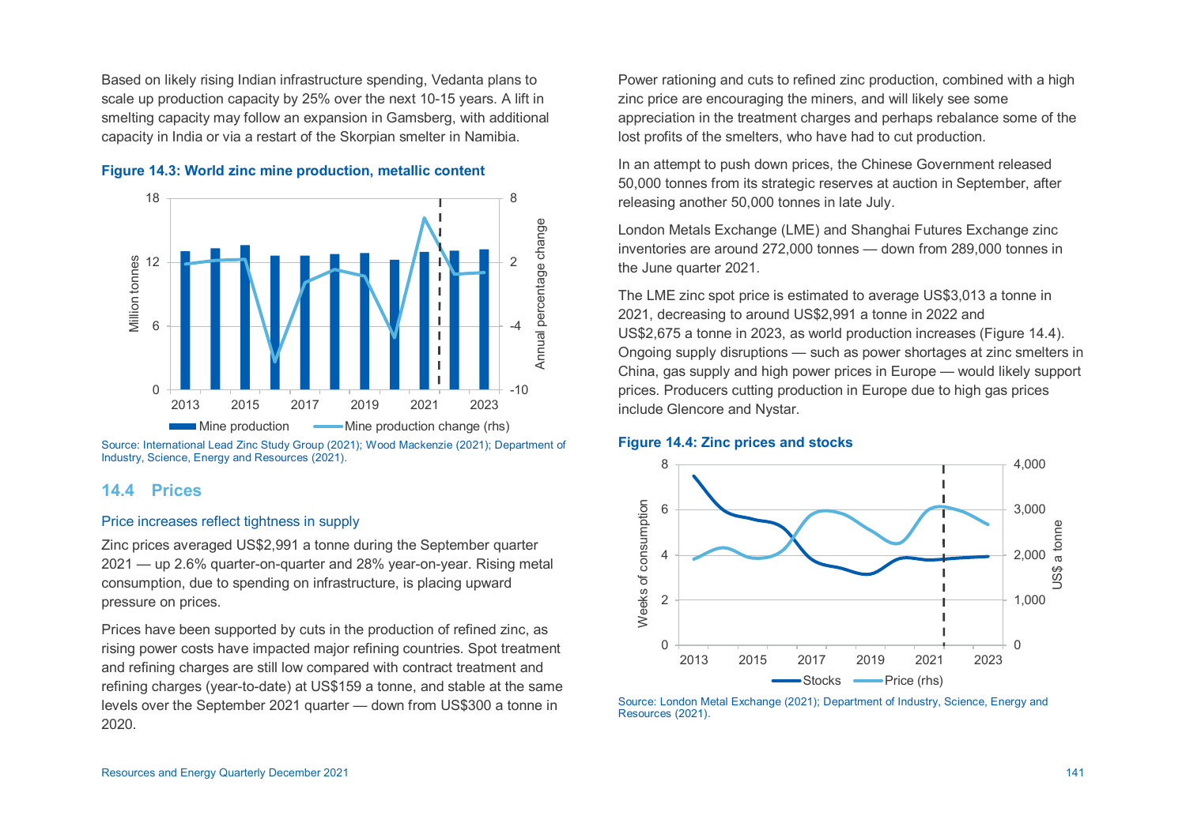Based on likely rising Indian infrastructure spending, Vedanta plans to scale up production capacity by 25% over the next 10-15 years. A lift in smelting capacity may follow an expansion in Gamsberg, with additional capacity in India or via a restart of the Skorpian smelter in Namibia.

**Figure 14.3: World zinc mine production, metallic content**

Source: International Lead Zinc Study Group (2021); Wood Mackenzie (2021); Department of Industry, Science, Energy and Resources (2021).

## 14.4 Prices

### Price increases reflect tightness in supply

Zinc prices averaged US$2,991 a tonne during the September quarter 2021 — up 2.6% quarter-on-quarter and 28% year-on-year. Rising metal consumption, due to spending on infrastructure, is placing upward pressure on prices.

Prices have been supported by cuts in the production of refined zinc, as rising power costs have impacted major refining countries. Spot treatment and refining charges are still low compared with contract treatment and refining charges (year-to-date) at US$159 a tonne, and stable at the same levels over the September 2021 quarter — down from US$300 a tonne in 2020.

Power rationing and cuts to refined zinc production, combined with a high zinc price are encouraging the miners, and will likely see some appreciation in the treatment charges and perhaps rebalance some of the lost profits of the smelters, who have had to cut production.

In an attempt to push down prices, the Chinese Government released 50,000 tonnes from its strategic reserves at auction in September, after releasing another 50,000 tonnes in late July.

London Metals Exchange (LME) and Shanghai Futures Exchange zinc inventories are around 272,000 tonnes — down from 289,000 tonnes in the June quarter 2021.

The LME zinc spot price is estimated to average US$3,013 a tonne in 2021, decreasing to around US$2,991 a tonne in 2022 and US$2,675 a tonne in 2023, as world production increases (Figure 14.4). Ongoing supply disruptions — such as power shortages at zinc smelters in China, gas supply and high power prices in Europe — would likely support prices. Producers cutting production in Europe due to high gas prices include Glencore and Nystar.

**Figure 14.4: Zinc prices and stocks**

Source: London Metal Exchange (2021); Department of Industry, Science, Energy and Resources (2021).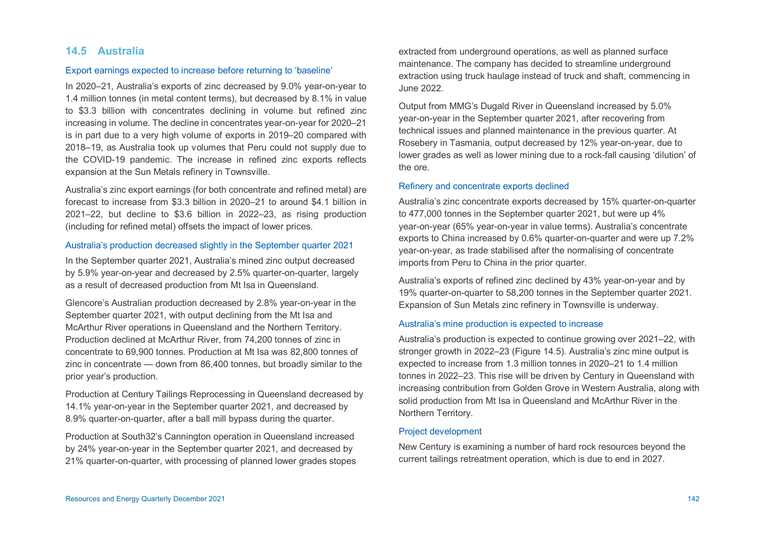## 14.5 Australia

### Export earnings expected to increase before returning to 'baseline'

In 2020–21, Australia's exports of zinc decreased by 9.0% year-on-year to 1.4 million tonnes (in metal content terms), but decreased by 8.1% in value to $3.3 billion with concentrates declining in volume but refined zinc increasing in volume. The decline in concentrates year-on-year for 2020–21 is in part due to a very high volume of exports in 2019–20 compared with 2018–19, as Australia took up volumes that Peru could not supply due to the COVID-19 pandemic. The increase in refined zinc exports reflects expansion at the Sun Metals refinery in Townsville.

Australia's zinc export earnings (for both concentrate and refined metal) are forecast to increase from $3.3 billion in 2020–21 to around $4.1 billion in 2021–22, but decline to $3.6 billion in 2022–23, as rising production (including for refined metal) offsets the impact of lower prices.

### Australia's production decreased slightly in the September quarter 2021

In the September quarter 2021, Australia's mined zinc output decreased by 5.9% year-on-year and decreased by 2.5% quarter-on-quarter, largely as a result of decreased production from Mt Isa in Queensland.

Glencore's Australian production decreased by 2.8% year-on-year in the September quarter 2021, with output declining from the Mt Isa and McArthur River operations in Queensland and the Northern Territory. Production declined at McArthur River, from 74,200 tonnes of zinc in concentrate to 69,900 tonnes. Production at Mt Isa was 82,800 tonnes of zinc in concentrate — down from 86,400 tonnes, but broadly similar to the prior year's production.

Production at Century Tailings Reprocessing in Queensland decreased by 14.1% year-on-year in the September quarter 2021, and decreased by 8.9% quarter-on-quarter, after a ball mill bypass during the quarter.

Production at South32's Cannington operation in Queensland increased by 24% year-on-year in the September quarter 2021, and decreased by 21% quarter-on-quarter, with processing of planned lower grades stopes extracted from underground operations, as well as planned surface maintenance. The company has decided to streamline underground extraction using truck haulage instead of truck and shaft, commencing in June 2022.

Output from MMG's Dugald River in Queensland increased by 5.0% year-on-year in the September quarter 2021, after recovering from technical issues and planned maintenance in the previous quarter. At Rosebery in Tasmania, output decreased by 12% year-on-year, due to lower grades as well as lower mining due to a rock-fall causing 'dilution' of the ore.

### Refinery and concentrate exports declined

Australia's zinc concentrate exports decreased by 15% quarter-on-quarter to 477,000 tonnes in the September quarter 2021, but were up 4% year-on-year (65% year-on-year in value terms). Australia's concentrate exports to China increased by 0.6% quarter-on-quarter and were up 7.2% year-on-year, as trade stabilised after the normalising of concentrate imports from Peru to China in the prior quarter.

Australia's exports of refined zinc declined by 43% year-on-year and by 19% quarter-on-quarter to 58,200 tonnes in the September quarter 2021. Expansion of Sun Metals zinc refinery in Townsville is underway.

### Australia's mine production is expected to increase

Australia's production is expected to continue growing over 2021–22, with stronger growth in 2022–23 (Figure 14.5). Australia's zinc mine output is expected to increase from 1.3 million tonnes in 2020–21 to 1.4 million tonnes in 2022–23. This rise will be driven by Century in Queensland with increasing contribution from Golden Grove in Western Australia, along with solid production from Mt Isa in Queensland and McArthur River in the Northern Territory.

### Project development

New Century is examining a number of hard rock resources beyond the current tailings retreatment operation, which is due to end in 2027.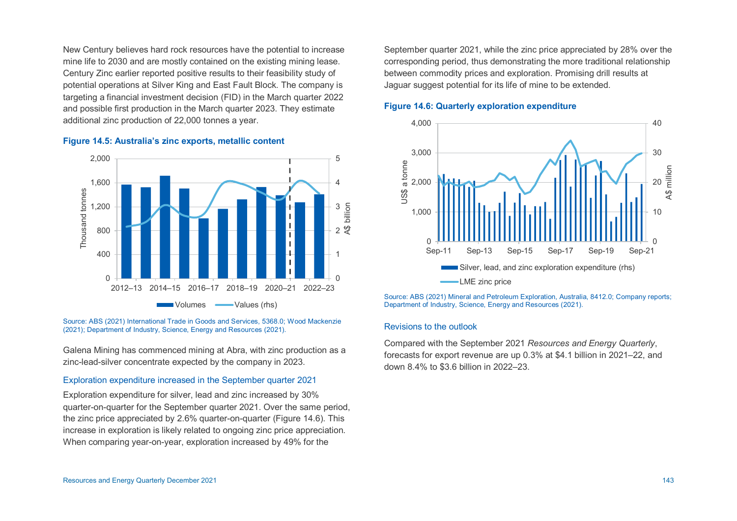New Century believes hard rock resources have the potential to increase mine life to 2030 and are mostly contained on the existing mining lease. Century Zinc earlier reported positive results to their feasibility study of potential operations at Silver King and East Fault Block. The company is targeting a financial investment decision (FID) in the March quarter 2022 and possible first production in the March quarter 2023. They estimate additional zinc production of 22,000 tonnes a year.

**Figure 14.5: Australia's zinc exports, metallic content**

Source: ABS (2021) International Trade in Goods and Services, 5368.0; Wood Mackenzie (2021); Department of Industry, Science, Energy and Resources (2021).

Galena Mining has commenced mining at Abra, with zinc production as a zinc-lead-silver concentrate expected by the company in 2023.

### Exploration expenditure increased in the September quarter 2021

Exploration expenditure for silver, lead and zinc increased by 30% quarter-on-quarter for the September quarter 2021. Over the same period, the zinc price appreciated by 2.6% quarter-on-quarter (Figure 14.6). This increase in exploration is likely related to ongoing zinc price appreciation. When comparing year-on-year, exploration increased by 49% for the September quarter 2021, while the zinc price appreciated by 28% over the corresponding period, thus demonstrating the more traditional relationship between commodity prices and exploration. Promising drill results at Jaguar suggest potential for its life of mine to be extended.

**Figure 14.6: Quarterly exploration expenditure**

Source: ABS (2021) Mineral and Petroleum Exploration, Australia, 8412.0; Company reports; Department of Industry, Science, Energy and Resources (2021).

### Revisions to the outlook

Compared with the September 2021 *Resources and Energy Quarterly*, forecasts for export revenue are up 0.3% at $4.1 billion in 2021–22, and down 8.4% to $3.6 billion in 2022–23.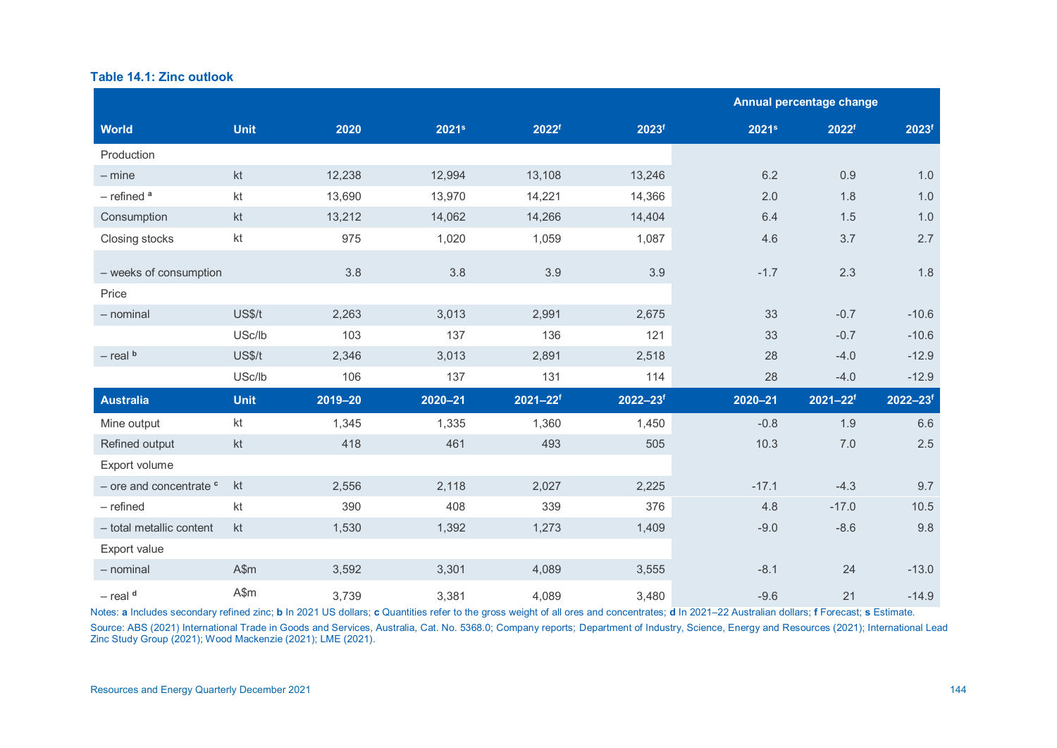**Table 14.1: Zinc outlook**

| World | Unit | 2020 | 2021[s] | 2022[f] | 2023[f] | Annual percentage change 2021[s] | 2022[f] | 2023[f] |
|---|---|---|---|---|---|---|---|---|
| Production | | | | | | | | |
| – mine | kt | 12,238 | 12,994 | 13,108 | 13,246 | 6.2 | 0.9 | 1.0 |
| – refined [a] | kt | 13,690 | 13,970 | 14,221 | 14,366 | 2.0 | 1.8 | 1.0 |
| Consumption | kt | 13,212 | 14,062 | 14,266 | 14,404 | 6.4 | 1.5 | 1.0 |
| Closing stocks | kt | 975 | 1,020 | 1,059 | 1,087 | 4.6 | 3.7 | 2.7 |
| – weeks of consumption | | 3.8 | 3.8 | 3.9 | 3.9 | -1.7 | 2.3 | 1.8 |
| Price | | | | | | | | |
| – nominal | US$/t | 2,263 | 3,013 | 2,991 | 2,675 | 33 | -0.7 | -10.6 |
| | USc/lb | 103 | 137 | 136 | 121 | 33 | -0.7 | -10.6 |
| – real [b] | US$/t | 2,346 | 3,013 | 2,891 | 2,518 | 28 | -4.0 | -12.9 |
| | USc/lb | 106 | 137 | 131 | 114 | 28 | -4.0 | -12.9 |
| **Australia** | **Unit** | **2019–20** | **2020–21** | **2021–22[f]** | **2022–23[f]** | **2020–21** | **2021–22[f]** | **2022–23[f]** |
| Mine output | kt | 1,345 | 1,335 | 1,360 | 1,450 | -0.8 | 1.9 | 6.6 |
| Refined output | kt | 418 | 461 | 493 | 505 | 10.3 | 7.0 | 2.5 |
| Export volume | | | | | | | | |
| – ore and concentrate [c] | kt | 2,556 | 2,118 | 2,027 | 2,225 | -17.1 | -4.3 | 9.7 |
| – refined | kt | 390 | 408 | 339 | 376 | 4.8 | -17.0 | 10.5 |
| – total metallic content | kt | 1,530 | 1,392 | 1,273 | 1,409 | -9.0 | -8.6 | 9.8 |
| Export value | | | | | | | | |
| – nominal | A$m | 3,592 | 3,301 | 4,089 | 3,555 | -8.1 | 24 | -13.0 |
| – real [d] | A$m | 3,739 | 3,381 | 4,089 | 3,480 | -9.6 | 21 | -14.9 |

Notes: **a** Includes secondary refined zinc; **b** In 2021 US dollars; **c** Quantities refer to the gross weight of all ores and concentrates; **d** In 2021–22 Australian dollars; **f** Forecast; **s** Estimate.

Source: ABS (2021) International Trade in Goods and Services, Australia, Cat. No. 5368.0; Company reports; Department of Industry, Science, Energy and Resources (2021); International Lead Zinc Study Group (2021); Wood Mackenzie (2021); LME (2021).